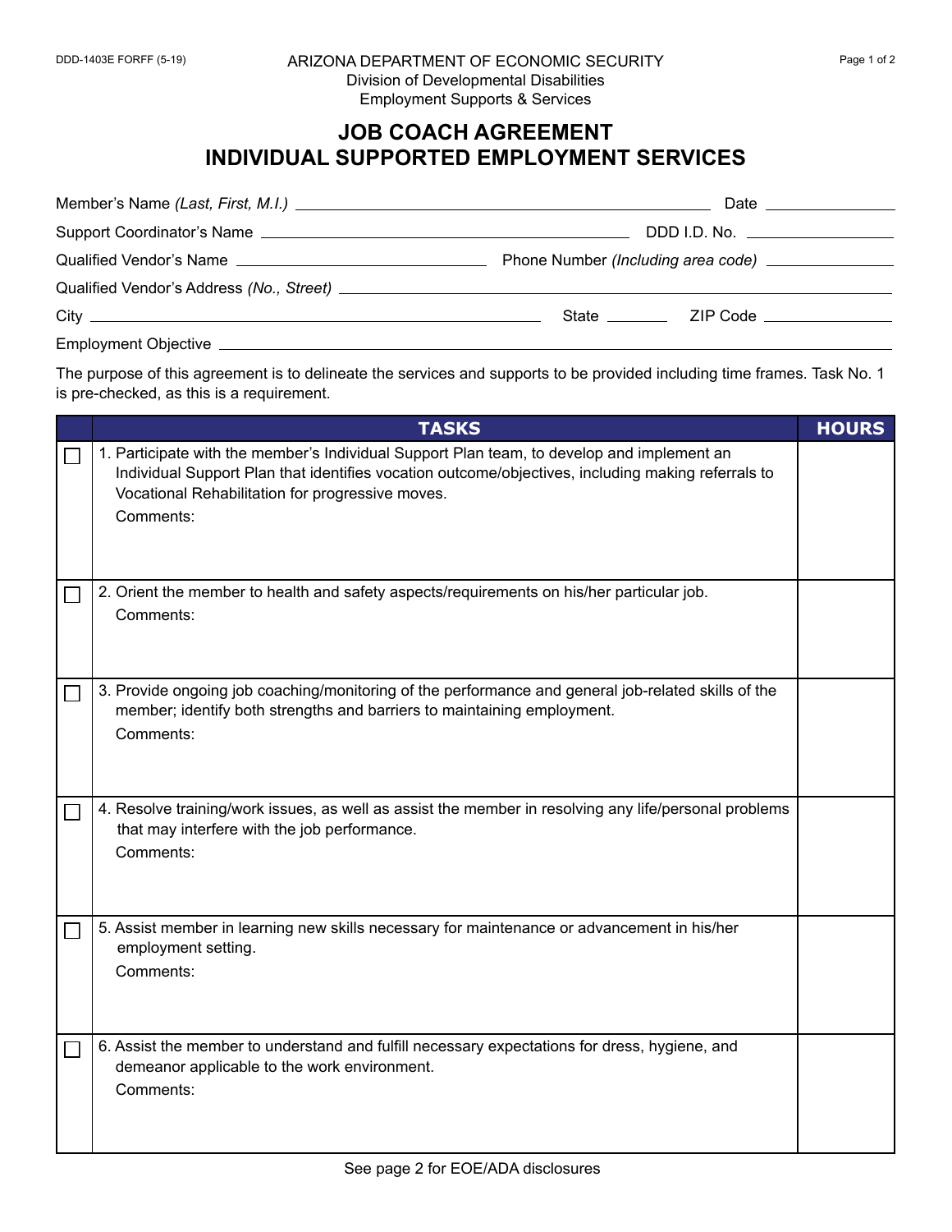DDD-1403E FORFF (5-19)

ARIZONA DEPARTMENT OF ECONOMIC SECURITY
Division of Developmental Disabilities
Employment Supports & Services

# JOB COACH AGREEMENT
# INDIVIDUAL SUPPORTED EMPLOYMENT SERVICES

Member's Name *(Last, First, M.I.)* \_\_\_\_\_\_\_\_\_\_\_\_\_\_\_\_\_\_\_\_ Date \_\_\_\_\_\_\_\_\_\_

Support Coordinator's Name \_\_\_\_\_\_\_\_\_\_\_\_\_\_\_\_\_\_\_\_ DDD I.D. No. \_\_\_\_\_\_\_\_\_\_

Qualified Vendor's Name \_\_\_\_\_\_\_\_\_\_\_\_\_\_\_\_\_\_\_\_ Phone Number *(Including area code)* \_\_\_\_\_\_\_\_\_\_

Qualified Vendor's Address *(No., Street)* \_\_\_\_\_\_\_\_\_\_\_\_\_\_\_\_\_\_\_\_

City \_\_\_\_\_\_\_\_\_\_\_\_\_\_\_\_\_\_\_\_ State \_\_\_\_\_\_ ZIP Code \_\_\_\_\_\_\_\_\_\_

Employment Objective \_\_\_\_\_\_\_\_\_\_\_\_\_\_\_\_\_\_\_\_

The purpose of this agreement is to delineate the services and supports to be provided including time frames. Task No. 1 is pre-checked, as this is a requirement.

| | TASKS | HOURS |
|---|---|---|
| ☐ | 1. Participate with the member's Individual Support Plan team, to develop and implement an Individual Support Plan that identifies vocation outcome/objectives, including making referrals to Vocational Rehabilitation for progressive moves.<br>Comments: | |
| ☐ | 2. Orient the member to health and safety aspects/requirements on his/her particular job.<br>Comments: | |
| ☐ | 3. Provide ongoing job coaching/monitoring of the performance and general job-related skills of the member; identify both strengths and barriers to maintaining employment.<br>Comments: | |
| ☐ | 4. Resolve training/work issues, as well as assist the member in resolving any life/personal problems that may interfere with the job performance.<br>Comments: | |
| ☐ | 5. Assist member in learning new skills necessary for maintenance or advancement in his/her employment setting.<br>Comments: | |
| ☐ | 6. Assist the member to understand and fulfill necessary expectations for dress, hygiene, and demeanor applicable to the work environment.<br>Comments: | |

See page 2 for EOE/ADA disclosures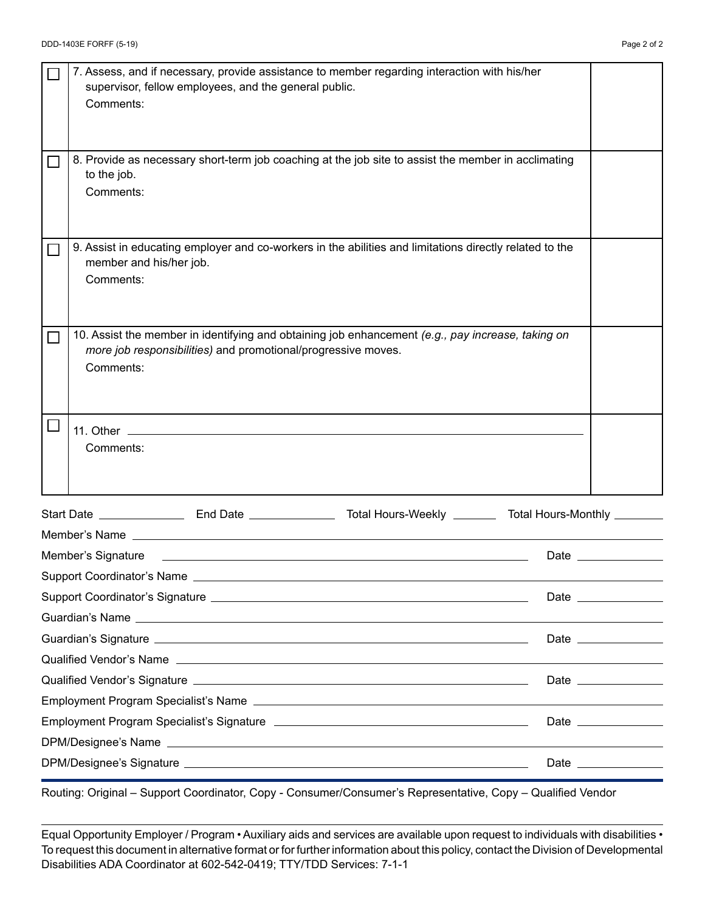| | | |
|---|---|---|
| ☐ | 7. Assess, and if necessary, provide assistance to member regarding interaction with his/her supervisor, fellow employees, and the general public.<br>Comments: | |
| ☐ | 8. Provide as necessary short-term job coaching at the job site to assist the member in acclimating to the job.<br>Comments: | |
| ☐ | 9. Assist in educating employer and co-workers in the abilities and limitations directly related to the member and his/her job.<br>Comments: | |
| ☐ | 10. Assist the member in identifying and obtaining job enhancement *(e.g., pay increase, taking on more job responsibilities)* and promotional/progressive moves.<br>Comments: | |
| ☐ | 11. Other \_\_\_\_\_\_\_\_\_\_\_\_\_\_\_\_\_\_\_\_<br>Comments: | |

Start Date \_\_\_\_\_\_\_\_\_\_ End Date \_\_\_\_\_\_\_\_\_\_ Total Hours-Weekly \_\_\_\_\_\_ Total Hours-Monthly \_\_\_\_\_\_

Member's Name \_\_\_\_\_\_\_\_\_\_\_\_\_\_\_\_\_\_\_\_

Member's Signature \_\_\_\_\_\_\_\_\_\_\_\_\_\_\_\_\_\_\_\_ Date \_\_\_\_\_\_\_\_\_\_

Support Coordinator's Name \_\_\_\_\_\_\_\_\_\_\_\_\_\_\_\_\_\_\_\_

Support Coordinator's Signature \_\_\_\_\_\_\_\_\_\_\_\_\_\_\_\_\_\_\_\_ Date \_\_\_\_\_\_\_\_\_\_

Guardian's Name \_\_\_\_\_\_\_\_\_\_\_\_\_\_\_\_\_\_\_\_

Guardian's Signature \_\_\_\_\_\_\_\_\_\_\_\_\_\_\_\_\_\_\_\_ Date \_\_\_\_\_\_\_\_\_\_

Qualified Vendor's Name \_\_\_\_\_\_\_\_\_\_\_\_\_\_\_\_\_\_\_\_

Qualified Vendor's Signature \_\_\_\_\_\_\_\_\_\_\_\_\_\_\_\_\_\_\_\_ Date \_\_\_\_\_\_\_\_\_\_

Employment Program Specialist's Name \_\_\_\_\_\_\_\_\_\_\_\_\_\_\_\_\_\_\_\_

Employment Program Specialist's Signature \_\_\_\_\_\_\_\_\_\_\_\_\_\_\_\_\_\_\_\_ Date \_\_\_\_\_\_\_\_\_\_

DPM/Designee's Name \_\_\_\_\_\_\_\_\_\_\_\_\_\_\_\_\_\_\_\_

DPM/Designee's Signature \_\_\_\_\_\_\_\_\_\_\_\_\_\_\_\_\_\_\_\_ Date \_\_\_\_\_\_\_\_\_\_

Routing: Original – Support Coordinator, Copy - Consumer/Consumer's Representative, Copy – Qualified Vendor

Equal Opportunity Employer / Program • Auxiliary aids and services are available upon request to individuals with disabilities • To request this document in alternative format or for further information about this policy, contact the Division of Developmental Disabilities ADA Coordinator at 602-542-0419; TTY/TDD Services: 7-1-1